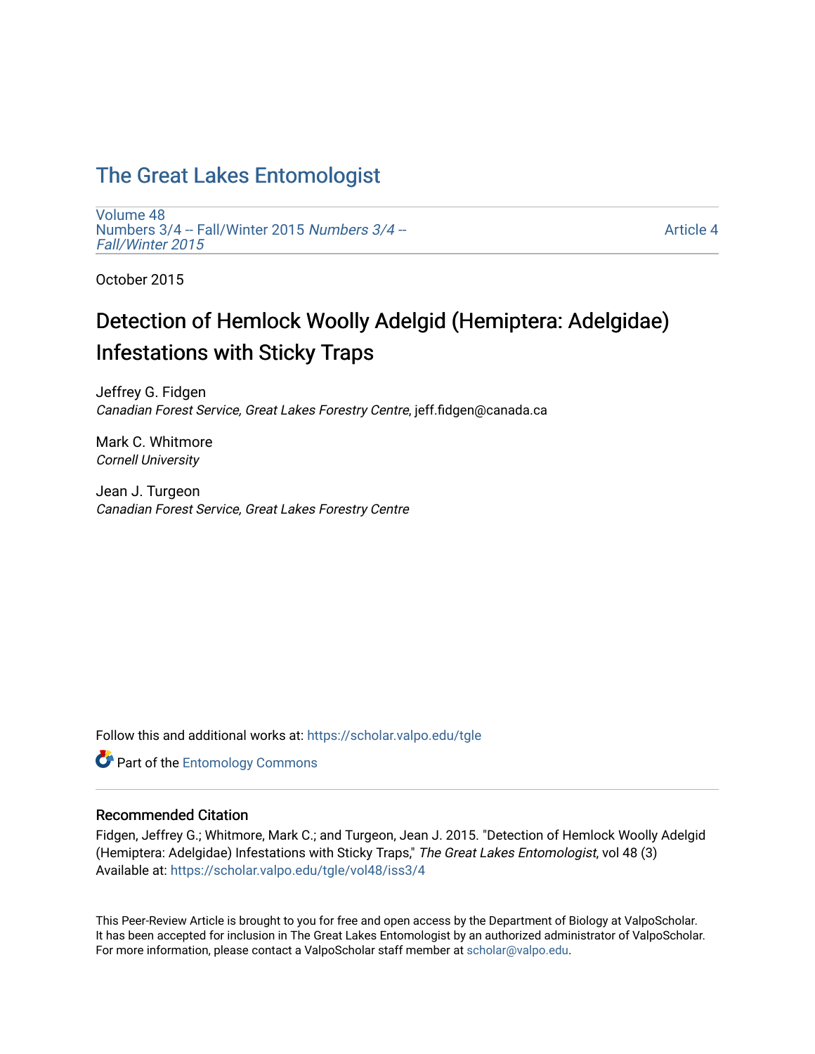# The Great Lakes Entomologist

Volume 48
Numbers 3/4 -- Fall/Winter 2015 *Numbers 3/4 -- Fall/Winter 2015*

Article 4

October 2015

## Detection of Hemlock Woolly Adelgid (Hemiptera: Adelgidae) Infestations with Sticky Traps

Jeffrey G. Fidgen
*Canadian Forest Service, Great Lakes Forestry Centre*, jeff.fidgen@canada.ca

Mark C. Whitmore
*Cornell University*

Jean J. Turgeon
*Canadian Forest Service, Great Lakes Forestry Centre*

Follow this and additional works at: https://scholar.valpo.edu/tgle

Part of the Entomology Commons

### Recommended Citation

Fidgen, Jeffrey G.; Whitmore, Mark C.; and Turgeon, Jean J. 2015. "Detection of Hemlock Woolly Adelgid (Hemiptera: Adelgidae) Infestations with Sticky Traps," *The Great Lakes Entomologist*, vol 48 (3)
Available at: https://scholar.valpo.edu/tgle/vol48/iss3/4

This Peer-Review Article is brought to you for free and open access by the Department of Biology at ValpoScholar. It has been accepted for inclusion in The Great Lakes Entomologist by an authorized administrator of ValpoScholar. For more information, please contact a ValpoScholar staff member at scholar@valpo.edu.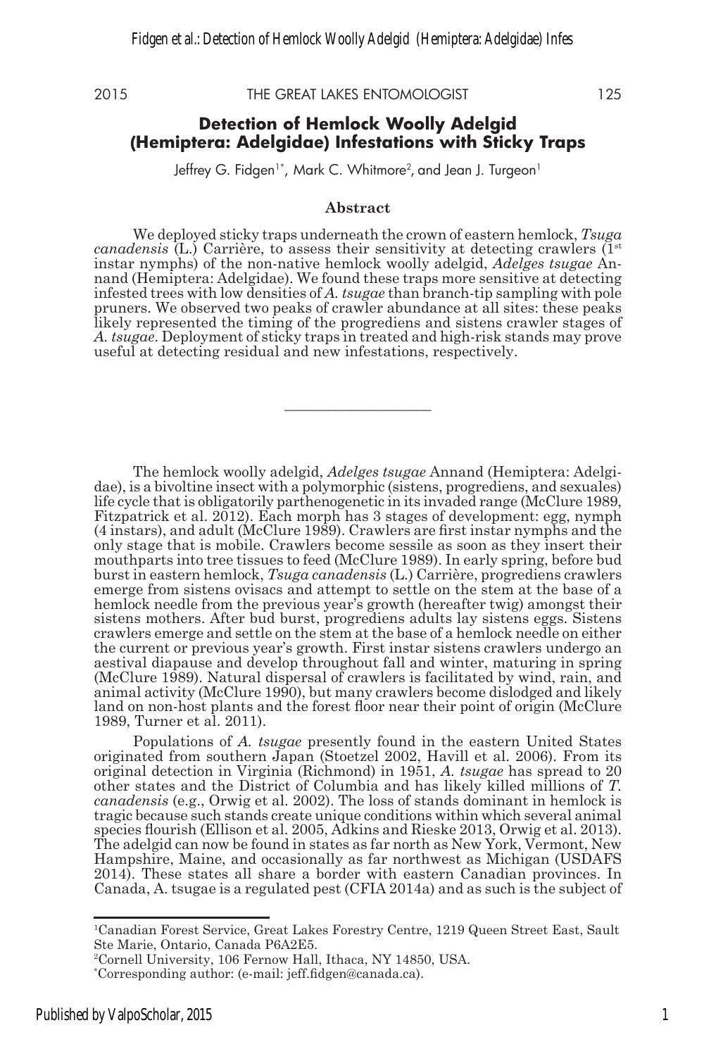## Detection of Hemlock Woolly Adelgid (Hemiptera: Adelgidae) Infestations with Sticky Traps

Jeffrey G. Fidgen[1*], Mark C. Whitmore[2], and Jean J. Turgeon[1]

### Abstract

We deployed sticky traps underneath the crown of eastern hemlock, *Tsuga canadensis* (L.) Carrière, to assess their sensitivity at detecting crawlers (1st instar nymphs) of the non-native hemlock woolly adelgid, *Adelges tsugae* Annand (Hemiptera: Adelgidae). We found these traps more sensitive at detecting infested trees with low densities of *A. tsugae* than branch-tip sampling with pole pruners. We observed two peaks of crawler abundance at all sites: these peaks likely represented the timing of the progrediens and sistens crawler stages of *A. tsugae*. Deployment of sticky traps in treated and high-risk stands may prove useful at detecting residual and new infestations, respectively.

---

The hemlock woolly adelgid, *Adelges tsugae* Annand (Hemiptera: Adelgidae), is a bivoltine insect with a polymorphic (sistens, progrediens, and sexuales) life cycle that is obligatorily parthenogenetic in its invaded range (McClure 1989, Fitzpatrick et al. 2012). Each morph has 3 stages of development: egg, nymph (4 instars), and adult (McClure 1989). Crawlers are first instar nymphs and the only stage that is mobile. Crawlers become sessile as soon as they insert their mouthparts into tree tissues to feed (McClure 1989). In early spring, before bud burst in eastern hemlock, *Tsuga canadensis* (L.) Carrière, progrediens crawlers emerge from sistens ovisacs and attempt to settle on the stem at the base of a hemlock needle from the previous year's growth (hereafter twig) amongst their sistens mothers. After bud burst, progrediens adults lay sistens eggs. Sistens crawlers emerge and settle on the stem at the base of a hemlock needle on either the current or previous year's growth. First instar sistens crawlers undergo an aestival diapause and develop throughout fall and winter, maturing in spring (McClure 1989). Natural dispersal of crawlers is facilitated by wind, rain, and animal activity (McClure 1990), but many crawlers become dislodged and likely land on non-host plants and the forest floor near their point of origin (McClure 1989, Turner et al. 2011).

Populations of *A. tsugae* presently found in the eastern United States originated from southern Japan (Stoetzel 2002, Havill et al. 2006). From its original detection in Virginia (Richmond) in 1951, *A. tsugae* has spread to 20 other states and the District of Columbia and has likely killed millions of *T. canadensis* (e.g., Orwig et al. 2002). The loss of stands dominant in hemlock is tragic because such stands create unique conditions within which several animal species flourish (Ellison et al. 2005, Adkins and Rieske 2013, Orwig et al. 2013). The adelgid can now be found in states as far north as New York, Vermont, New Hampshire, Maine, and occasionally as far northwest as Michigan (USDAFS 2014). These states all share a border with eastern Canadian provinces. In Canada, A. tsugae is a regulated pest (CFIA 2014a) and as such is the subject of

---

[1]Canadian Forest Service, Great Lakes Forestry Centre, 1219 Queen Street East, Sault Ste Marie, Ontario, Canada P6A2E5.

[2]Cornell University, 106 Fernow Hall, Ithaca, NY 14850, USA.

[*]Corresponding author: (e-mail: jeff.fidgen@canada.ca).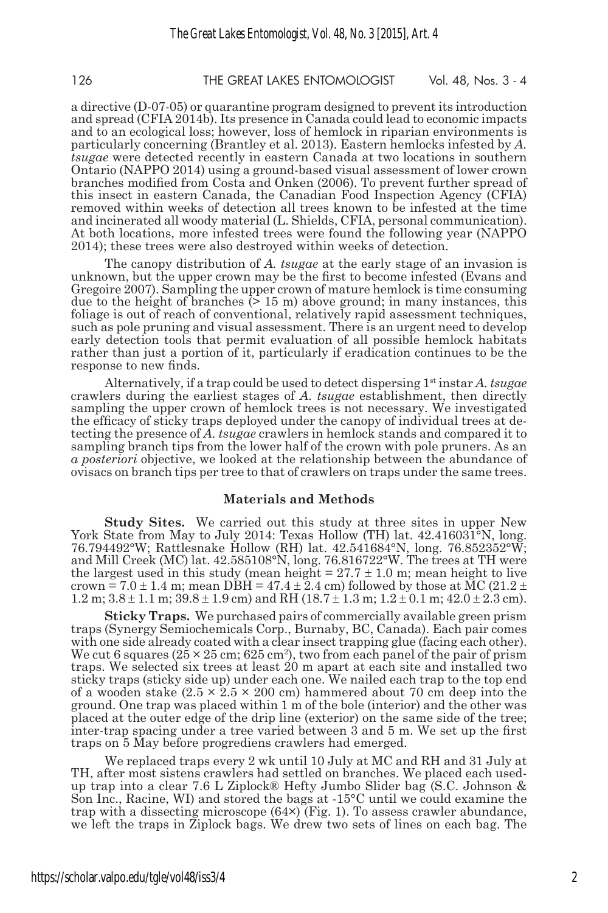a directive (D-07-05) or quarantine program designed to prevent its introduction and spread (CFIA 2014b). Its presence in Canada could lead to economic impacts and to an ecological loss; however, loss of hemlock in riparian environments is particularly concerning (Brantley et al. 2013). Eastern hemlocks infested by *A. tsugae* were detected recently in eastern Canada at two locations in southern Ontario (NAPPO 2014) using a ground-based visual assessment of lower crown branches modified from Costa and Onken (2006). To prevent further spread of this insect in eastern Canada, the Canadian Food Inspection Agency (CFIA) removed within weeks of detection all trees known to be infested at the time and incinerated all woody material (L. Shields, CFIA, personal communication). At both locations, more infested trees were found the following year (NAPPO 2014); these trees were also destroyed within weeks of detection.

The canopy distribution of *A. tsugae* at the early stage of an invasion is unknown, but the upper crown may be the first to become infested (Evans and Gregoire 2007). Sampling the upper crown of mature hemlock is time consuming due to the height of branches (> 15 m) above ground; in many instances, this foliage is out of reach of conventional, relatively rapid assessment techniques, such as pole pruning and visual assessment. There is an urgent need to develop early detection tools that permit evaluation of all possible hemlock habitats rather than just a portion of it, particularly if eradication continues to be the response to new finds.

Alternatively, if a trap could be used to detect dispersing 1st instar *A. tsugae* crawlers during the earliest stages of *A. tsugae* establishment, then directly sampling the upper crown of hemlock trees is not necessary. We investigated the efficacy of sticky traps deployed under the canopy of individual trees at detecting the presence of *A. tsugae* crawlers in hemlock stands and compared it to sampling branch tips from the lower half of the crown with pole pruners. As an *a posteriori* objective, we looked at the relationship between the abundance of ovisacs on branch tips per tree to that of crawlers on traps under the same trees.

## Materials and Methods

**Study Sites.** We carried out this study at three sites in upper New York State from May to July 2014: Texas Hollow (TH) lat. 42.416031°N, long. 76.794492°W; Rattlesnake Hollow (RH) lat. 42.541684°N, long. 76.852352°W; and Mill Creek (MC) lat. 42.585108°N, long. 76.816722°W. The trees at TH were the largest used in this study (mean height = 27.7 ± 1.0 m; mean height to live crown = 7.0 ± 1.4 m; mean DBH = 47.4 ± 2.4 cm) followed by those at MC (21.2 ± 1.2 m; 3.8 ± 1.1 m; 39.8 ± 1.9 cm) and RH (18.7 ± 1.3 m; 1.2 ± 0.1 m; 42.0 ± 2.3 cm).

**Sticky Traps.** We purchased pairs of commercially available green prism traps (Synergy Semiochemicals Corp., Burnaby, BC, Canada). Each pair comes with one side already coated with a clear insect trapping glue (facing each other). We cut 6 squares (25 × 25 cm; 625 $cm^2$), two from each panel of the pair of prism traps. We selected six trees at least 20 m apart at each site and installed two sticky traps (sticky side up) under each one. We nailed each trap to the top end of a wooden stake (2.5 × 2.5 × 200 cm) hammered about 70 cm deep into the ground. One trap was placed within 1 m of the bole (interior) and the other was placed at the outer edge of the drip line (exterior) on the same side of the tree; inter-trap spacing under a tree varied between 3 and 5 m. We set up the first traps on 5 May before progrediens crawlers had emerged.

We replaced traps every 2 wk until 10 July at MC and RH and 31 July at TH, after most sistens crawlers had settled on branches. We placed each used-up trap into a clear 7.6 L Ziplock® Hefty Jumbo Slider bag (S.C. Johnson & Son Inc., Racine, WI) and stored the bags at -15°C until we could examine the trap with a dissecting microscope (64×) (Fig. 1). To assess crawler abundance, we left the traps in Ziplock bags. We drew two sets of lines on each bag. The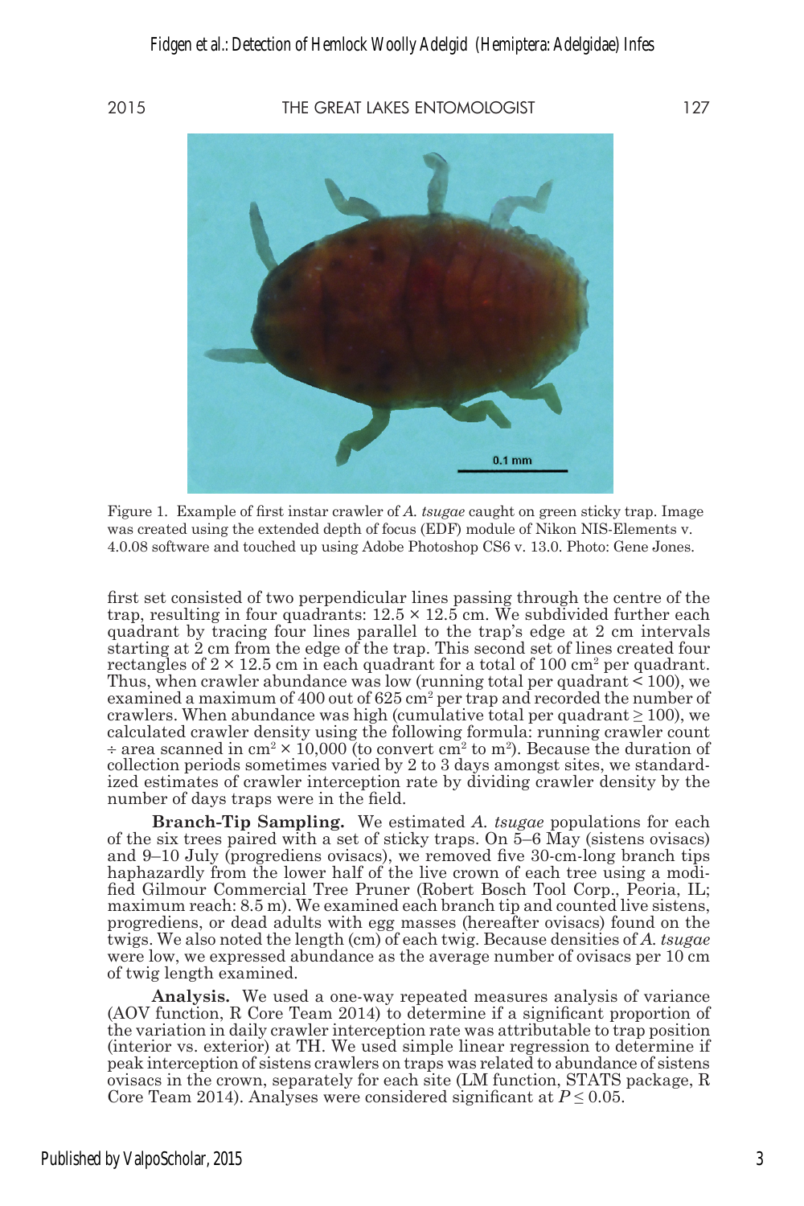Figure 1. Example of first instar crawler of *A. tsugae* caught on green sticky trap. Image was created using the extended depth of focus (EDF) module of Nikon NIS-Elements v. 4.0.08 software and touched up using Adobe Photoshop CS6 v. 13.0. Photo: Gene Jones.

first set consisted of two perpendicular lines passing through the centre of the trap, resulting in four quadrants: 12.5 × 12.5 cm. We subdivided further each quadrant by tracing four lines parallel to the trap's edge at 2 cm intervals starting at 2 cm from the edge of the trap. This second set of lines created four rectangles of 2 × 12.5 cm in each quadrant for a total of 100 $cm^2$ per quadrant. Thus, when crawler abundance was low (running total per quadrant < 100), we examined a maximum of 400 out of 625 $cm^2$ per trap and recorded the number of crawlers. When abundance was high (cumulative total per quadrant ≥ 100), we calculated crawler density using the following formula: running crawler count ÷ area scanned in $cm^2 \times 10{,}000$ (to convert $cm^2$ to $m^2$). Because the duration of collection periods sometimes varied by 2 to 3 days amongst sites, we standardized estimates of crawler interception rate by dividing crawler density by the number of days traps were in the field.

**Branch-Tip Sampling.** We estimated *A. tsugae* populations for each of the six trees paired with a set of sticky traps. On 5–6 May (sistens ovisacs) and 9–10 July (progrediens ovisacs), we removed five 30-cm-long branch tips haphazardly from the lower half of the live crown of each tree using a modified Gilmour Commercial Tree Pruner (Robert Bosch Tool Corp., Peoria, IL; maximum reach: 8.5 m). We examined each branch tip and counted live sistens, progrediens, or dead adults with egg masses (hereafter ovisacs) found on the twigs. We also noted the length (cm) of each twig. Because densities of *A. tsugae* were low, we expressed abundance as the average number of ovisacs per 10 cm of twig length examined.

**Analysis.** We used a one-way repeated measures analysis of variance (AOV function, R Core Team 2014) to determine if a significant proportion of the variation in daily crawler interception rate was attributable to trap position (interior vs. exterior) at TH. We used simple linear regression to determine if peak interception of sistens crawlers on traps was related to abundance of sistens ovisacs in the crown, separately for each site (LM function, STATS package, R Core Team 2014). Analyses were considered significant at $P \leq 0.05$.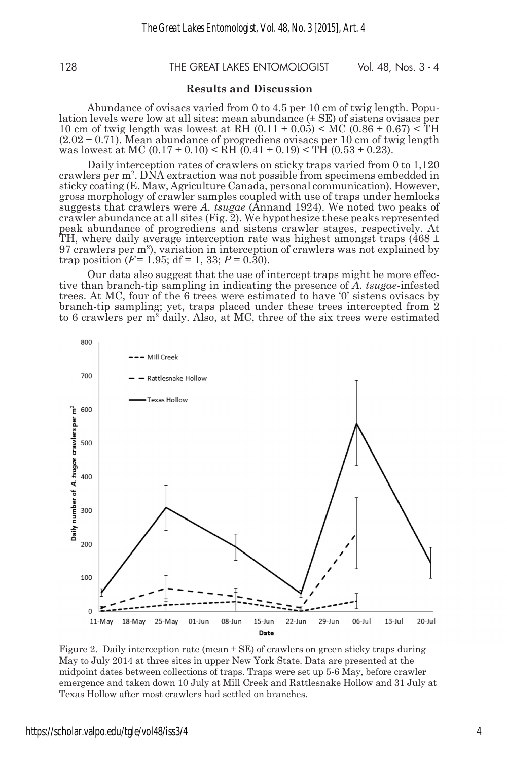## Results and Discussion

Abundance of ovisacs varied from 0 to 4.5 per 10 cm of twig length. Population levels were low at all sites: mean abundance (± SE) of sistens ovisacs per 10 cm of twig length was lowest at RH (0.11 ± 0.05) < MC (0.86 ± 0.67) < TH (2.02 ± 0.71). Mean abundance of progrediens ovisacs per 10 cm of twig length was lowest at MC (0.17 ± 0.10) < RH (0.41 ± 0.19) < TH (0.53 ± 0.23).

Daily interception rates of crawlers on sticky traps varied from 0 to 1,120 crawlers per $m^2$. DNA extraction was not possible from specimens embedded in sticky coating (E. Maw, Agriculture Canada, personal communication). However, gross morphology of crawler samples coupled with use of traps under hemlocks suggests that crawlers were *A. tsugae* (Annand 1924). We noted two peaks of crawler abundance at all sites (Fig. 2). We hypothesize these peaks represented peak abundance of progrediens and sistens crawler stages, respectively. At TH, where daily average interception rate was highest amongst traps (468 ± 97 crawlers per $m^2$), variation in interception of crawlers was not explained by trap position ($F = 1.95$; df = 1, 33; $P = 0.30$).

Our data also suggest that the use of intercept traps might be more effective than branch-tip sampling in indicating the presence of *A. tsugae*-infested trees. At MC, four of the 6 trees were estimated to have '0' sistens ovisacs by branch-tip sampling; yet, traps placed under these trees intercepted from 2 to 6 crawlers per $m^2$ daily. Also, at MC, three of the six trees were estimated

Figure 2. Daily interception rate (mean ± SE) of crawlers on green sticky traps during May to July 2014 at three sites in upper New York State. Data are presented at the midpoint dates between collections of traps. Traps were set up 5-6 May, before crawler emergence and taken down 10 July at Mill Creek and Rattlesnake Hollow and 31 July at Texas Hollow after most crawlers had settled on branches.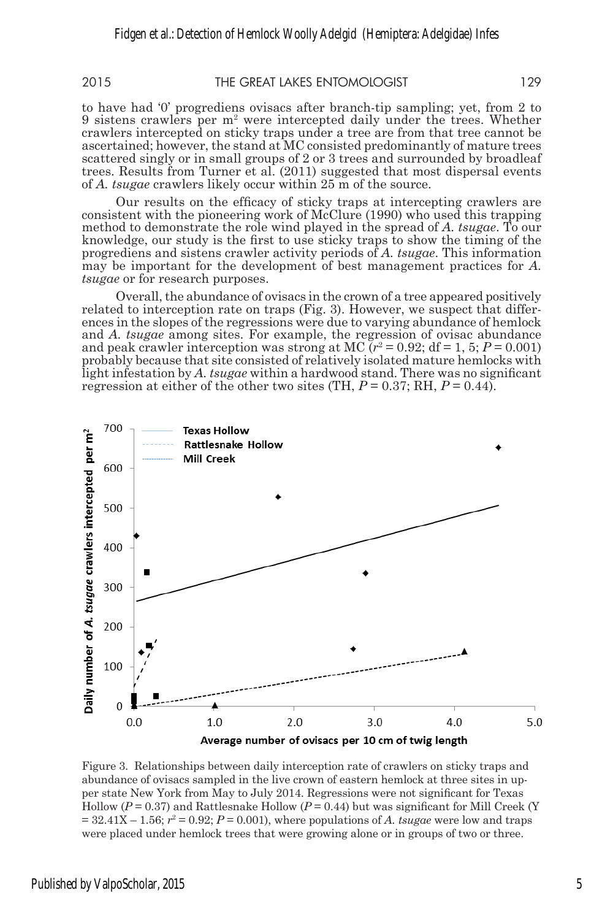to have had '0' progrediens ovisacs after branch-tip sampling; yet, from 2 to 9 sistens crawlers per $m^2$ were intercepted daily under the trees. Whether crawlers intercepted on sticky traps under a tree are from that tree cannot be ascertained; however, the stand at MC consisted predominantly of mature trees scattered singly or in small groups of 2 or 3 trees and surrounded by broadleaf trees. Results from Turner et al. (2011) suggested that most dispersal events of *A. tsugae* crawlers likely occur within 25 m of the source.

Our results on the efficacy of sticky traps at intercepting crawlers are consistent with the pioneering work of McClure (1990) who used this trapping method to demonstrate the role wind played in the spread of *A. tsugae*. To our knowledge, our study is the first to use sticky traps to show the timing of the progrediens and sistens crawler activity periods of *A. tsugae*. This information may be important for the development of best management practices for *A. tsugae* or for research purposes.

Overall, the abundance of ovisacs in the crown of a tree appeared positively related to interception rate on traps (Fig. 3). However, we suspect that differences in the slopes of the regressions were due to varying abundance of hemlock and *A. tsugae* among sites. For example, the regression of ovisac abundance and peak crawler interception was strong at MC ($r^2 = 0.92$; df = 1, 5; $P = 0.001$) probably because that site consisted of relatively isolated mature hemlocks with light infestation by *A. tsugae* within a hardwood stand. There was no significant regression at either of the other two sites (TH, $P = 0.37$; RH, $P = 0.44$).

Figure 3. Relationships between daily interception rate of crawlers on sticky traps and abundance of ovisacs sampled in the live crown of eastern hemlock at three sites in upper state New York from May to July 2014. Regressions were not significant for Texas Hollow ($P = 0.37$) and Rattlesnake Hollow ($P = 0.44$) but was significant for Mill Creek ($Y = 32.41X - 1.56$; $r^2 = 0.92$; $P = 0.001$), where populations of *A. tsugae* were low and traps were placed under hemlock trees that were growing alone or in groups of two or three.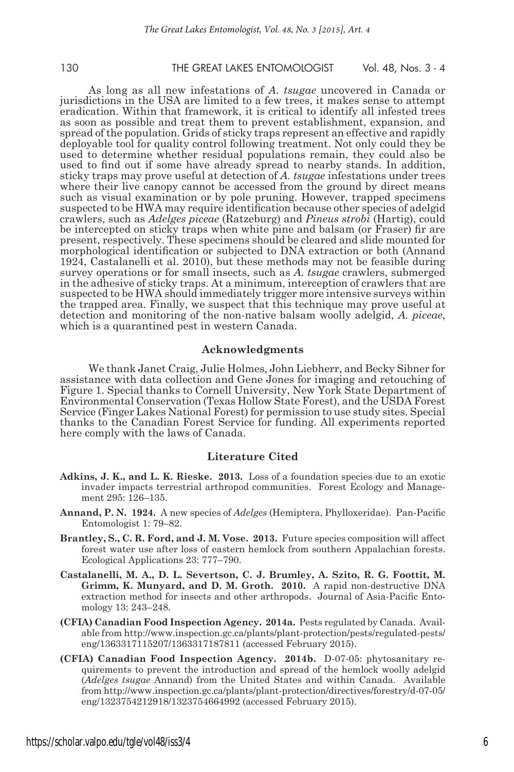As long as all new infestations of *A. tsugae* uncovered in Canada or jurisdictions in the USA are limited to a few trees, it makes sense to attempt eradication. Within that framework, it is critical to identify all infested trees as soon as possible and treat them to prevent establishment, expansion, and spread of the population. Grids of sticky traps represent an effective and rapidly deployable tool for quality control following treatment. Not only could they be used to determine whether residual populations remain, they could also be used to find out if some have already spread to nearby stands. In addition, sticky traps may prove useful at detection of *A. tsugae* infestations under trees where their live canopy cannot be accessed from the ground by direct means such as visual examination or by pole pruning. However, trapped specimens suspected to be HWA may require identification because other species of adelgid crawlers, such as *Adelges piceae* (Ratzeburg) and *Pineus strobi* (Hartig), could be intercepted on sticky traps when white pine and balsam (or Fraser) fir are present, respectively. These specimens should be cleared and slide mounted for morphological identification or subjected to DNA extraction or both (Annand 1924, Castalanelli et al. 2010), but these methods may not be feasible during survey operations or for small insects, such as *A. tsugae* crawlers, submerged in the adhesive of sticky traps. At a minimum, interception of crawlers that are suspected to be HWA should immediately trigger more intensive surveys within the trapped area. Finally, we suspect that this technique may prove useful at detection and monitoring of the non-native balsam woolly adelgid, *A. piceae*, which is a quarantined pest in western Canada.

## Acknowledgments

We thank Janet Craig, Julie Holmes, John Liebherr, and Becky Sibner for assistance with data collection and Gene Jones for imaging and retouching of Figure 1. Special thanks to Cornell University, New York State Department of Environmental Conservation (Texas Hollow State Forest), and the USDA Forest Service (Finger Lakes National Forest) for permission to use study sites. Special thanks to the Canadian Forest Service for funding. All experiments reported here comply with the laws of Canada.

## Literature Cited

**Adkins, J. K., and L. K. Rieske. 2013.** Loss of a foundation species due to an exotic invader impacts terrestrial arthropod communities. Forest Ecology and Management 295: 126–135.

**Annand, P. N. 1924.** A new species of *Adelges* (Hemiptera, Phylloxeridae). Pan-Pacific Entomologist 1: 79–82.

**Brantley, S., C. R. Ford, and J. M. Vose. 2013.** Future species composition will affect forest water use after loss of eastern hemlock from southern Appalachian forests. Ecological Applications 23: 777–790.

**Castalanelli, M. A., D. L. Severtson, C. J. Brumley, A. Szito, R. G. Foottit, M. Grimm, K. Munyard, and D. M. Groth. 2010.** A rapid non-destructive DNA extraction method for insects and other arthropods. Journal of Asia-Pacific Entomology 13: 243–248.

**(CFIA) Canadian Food Inspection Agency. 2014a.** Pests regulated by Canada. Available from http://www.inspection.gc.ca/plants/plant-protection/pests/regulated-pests/eng/1363317115207/1363317187811 (accessed February 2015).

**(CFIA) Canadian Food Inspection Agency. 2014b.** D-07-05: phytosanitary requirements to prevent the introduction and spread of the hemlock woolly adelgid (*Adelges tsugae* Annand) from the United States and within Canada. Available from http://www.inspection.gc.ca/plants/plant-protection/directives/forestry/d-07-05/eng/1323754212918/1323754664992 (accessed February 2015).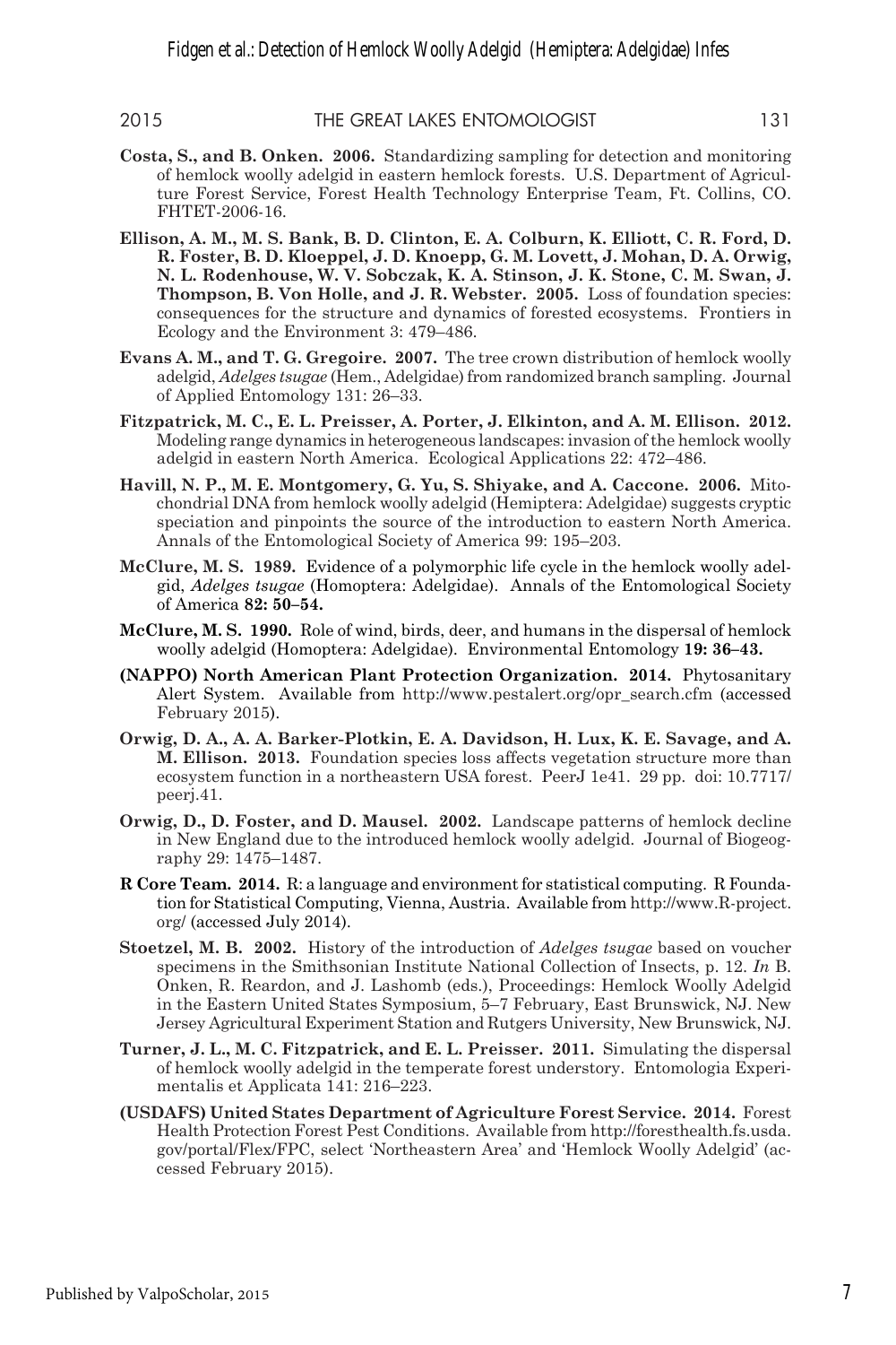**Costa, S., and B. Onken. 2006.** Standardizing sampling for detection and monitoring of hemlock woolly adelgid in eastern hemlock forests. U.S. Department of Agriculture Forest Service, Forest Health Technology Enterprise Team, Ft. Collins, CO. FHTET-2006-16.

**Ellison, A. M., M. S. Bank, B. D. Clinton, E. A. Colburn, K. Elliott, C. R. Ford, D. R. Foster, B. D. Kloeppel, J. D. Knoepp, G. M. Lovett, J. Mohan, D. A. Orwig, N. L. Rodenhouse, W. V. Sobczak, K. A. Stinson, J. K. Stone, C. M. Swan, J. Thompson, B. Von Holle, and J. R. Webster. 2005.** Loss of foundation species: consequences for the structure and dynamics of forested ecosystems. Frontiers in Ecology and the Environment 3: 479–486.

**Evans A. M., and T. G. Gregoire. 2007.** The tree crown distribution of hemlock woolly adelgid, *Adelges tsugae* (Hem., Adelgidae) from randomized branch sampling. Journal of Applied Entomology 131: 26–33.

**Fitzpatrick, M. C., E. L. Preisser, A. Porter, J. Elkinton, and A. M. Ellison. 2012.** Modeling range dynamics in heterogeneous landscapes: invasion of the hemlock woolly adelgid in eastern North America. Ecological Applications 22: 472–486.

**Havill, N. P., M. E. Montgomery, G. Yu, S. Shiyake, and A. Caccone. 2006.** Mitochondrial DNA from hemlock woolly adelgid (Hemiptera: Adelgidae) suggests cryptic speciation and pinpoints the source of the introduction to eastern North America. Annals of the Entomological Society of America 99: 195–203.

**McClure, M. S. 1989.** Evidence of a polymorphic life cycle in the hemlock woolly adelgid, *Adelges tsugae* (Homoptera: Adelgidae). Annals of the Entomological Society of America **82: 50–54.**

**McClure, M. S. 1990.** Role of wind, birds, deer, and humans in the dispersal of hemlock woolly adelgid (Homoptera: Adelgidae). Environmental Entomology **19: 36–43.**

**(NAPPO) North American Plant Protection Organization. 2014.** Phytosanitary Alert System. Available from http://www.pestalert.org/opr_search.cfm (accessed February 2015).

**Orwig, D. A., A. A. Barker-Plotkin, E. A. Davidson, H. Lux, K. E. Savage, and A. M. Ellison. 2013.** Foundation species loss affects vegetation structure more than ecosystem function in a northeastern USA forest. PeerJ 1e41. 29 pp. doi: 10.7717/peerj.41.

**Orwig, D., D. Foster, and D. Mausel. 2002.** Landscape patterns of hemlock decline in New England due to the introduced hemlock woolly adelgid. Journal of Biogeography 29: 1475–1487.

**R Core Team. 2014.** R: a language and environment for statistical computing. R Foundation for Statistical Computing, Vienna, Austria. Available from http://www.R-project.org/ (accessed July 2014).

**Stoetzel, M. B. 2002.** History of the introduction of *Adelges tsugae* based on voucher specimens in the Smithsonian Institute National Collection of Insects, p. 12. *In* B. Onken, R. Reardon, and J. Lashomb (eds.), Proceedings: Hemlock Woolly Adelgid in the Eastern United States Symposium, 5–7 February, East Brunswick, NJ. New Jersey Agricultural Experiment Station and Rutgers University, New Brunswick, NJ.

**Turner, J. L., M. C. Fitzpatrick, and E. L. Preisser. 2011.** Simulating the dispersal of hemlock woolly adelgid in the temperate forest understory. Entomologia Experimentalis et Applicata 141: 216–223.

**(USDAFS) United States Department of Agriculture Forest Service. 2014.** Forest Health Protection Forest Pest Conditions. Available from http://foresthealth.fs.usda.gov/portal/Flex/FPC, select 'Northeastern Area' and 'Hemlock Woolly Adelgid' (accessed February 2015).